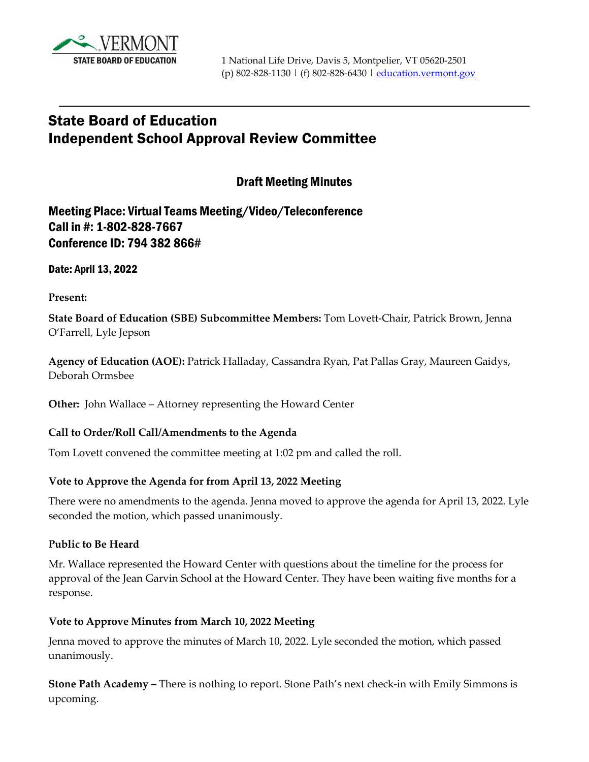VERMONT

STATE BOARD OF EDUCATION

1 National Life Drive, Davis 5, Montpelier, VT 05620-2501
(p) 802-828-1130 | (f) 802-828-6430 | education.vermont.gov

# State Board of Education
# Independent School Approval Review Committee

## Draft Meeting Minutes

### Meeting Place: Virtual Teams Meeting/Video/Teleconference
### Call in #: 1-802-828-7667
### Conference ID: 794 382 866#

**Date: April 13, 2022**

**Present:**

**State Board of Education (SBE) Subcommittee Members:** Tom Lovett-Chair, Patrick Brown, Jenna O'Farrell, Lyle Jepson

**Agency of Education (AOE):** Patrick Halladay, Cassandra Ryan, Pat Pallas Gray, Maureen Gaidys, Deborah Ormsbee

**Other:** John Wallace – Attorney representing the Howard Center

**Call to Order/Roll Call/Amendments to the Agenda**

Tom Lovett convened the committee meeting at 1:02 pm and called the roll.

**Vote to Approve the Agenda for from April 13, 2022 Meeting**

There were no amendments to the agenda. Jenna moved to approve the agenda for April 13, 2022. Lyle seconded the motion, which passed unanimously.

**Public to Be Heard**

Mr. Wallace represented the Howard Center with questions about the timeline for the process for approval of the Jean Garvin School at the Howard Center. They have been waiting five months for a response.

**Vote to Approve Minutes from March 10, 2022 Meeting**

Jenna moved to approve the minutes of March 10, 2022. Lyle seconded the motion, which passed unanimously.

**Stone Path Academy –** There is nothing to report. Stone Path's next check-in with Emily Simmons is upcoming.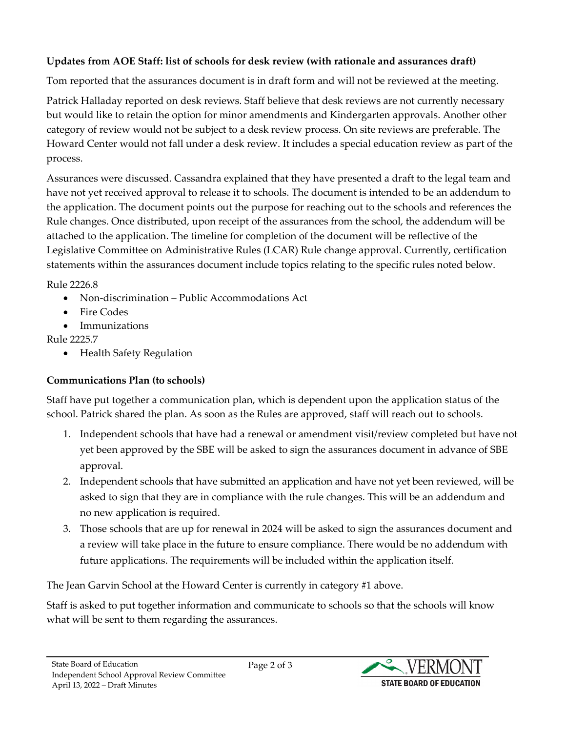**Updates from AOE Staff: list of schools for desk review (with rationale and assurances draft)**

Tom reported that the assurances document is in draft form and will not be reviewed at the meeting.

Patrick Halladay reported on desk reviews. Staff believe that desk reviews are not currently necessary but would like to retain the option for minor amendments and Kindergarten approvals. Another other category of review would not be subject to a desk review process. On site reviews are preferable. The Howard Center would not fall under a desk review. It includes a special education review as part of the process.

Assurances were discussed. Cassandra explained that they have presented a draft to the legal team and have not yet received approval to release it to schools. The document is intended to be an addendum to the application. The document points out the purpose for reaching out to the schools and references the Rule changes. Once distributed, upon receipt of the assurances from the school, the addendum will be attached to the application. The timeline for completion of the document will be reflective of the Legislative Committee on Administrative Rules (LCAR) Rule change approval. Currently, certification statements within the assurances document include topics relating to the specific rules noted below.

Rule 2226.8

- Non-discrimination – Public Accommodations Act
- Fire Codes
- Immunizations

Rule 2225.7

- Health Safety Regulation

**Communications Plan (to schools)**

Staff have put together a communication plan, which is dependent upon the application status of the school. Patrick shared the plan. As soon as the Rules are approved, staff will reach out to schools.

1. Independent schools that have had a renewal or amendment visit/review completed but have not yet been approved by the SBE will be asked to sign the assurances document in advance of SBE approval.
2. Independent schools that have submitted an application and have not yet been reviewed, will be asked to sign that they are in compliance with the rule changes. This will be an addendum and no new application is required.
3. Those schools that are up for renewal in 2024 will be asked to sign the assurances document and a review will take place in the future to ensure compliance. There would be no addendum with future applications. The requirements will be included within the application itself.

The Jean Garvin School at the Howard Center is currently in category #1 above.

Staff is asked to put together information and communicate to schools so that the schools will know what will be sent to them regarding the assurances.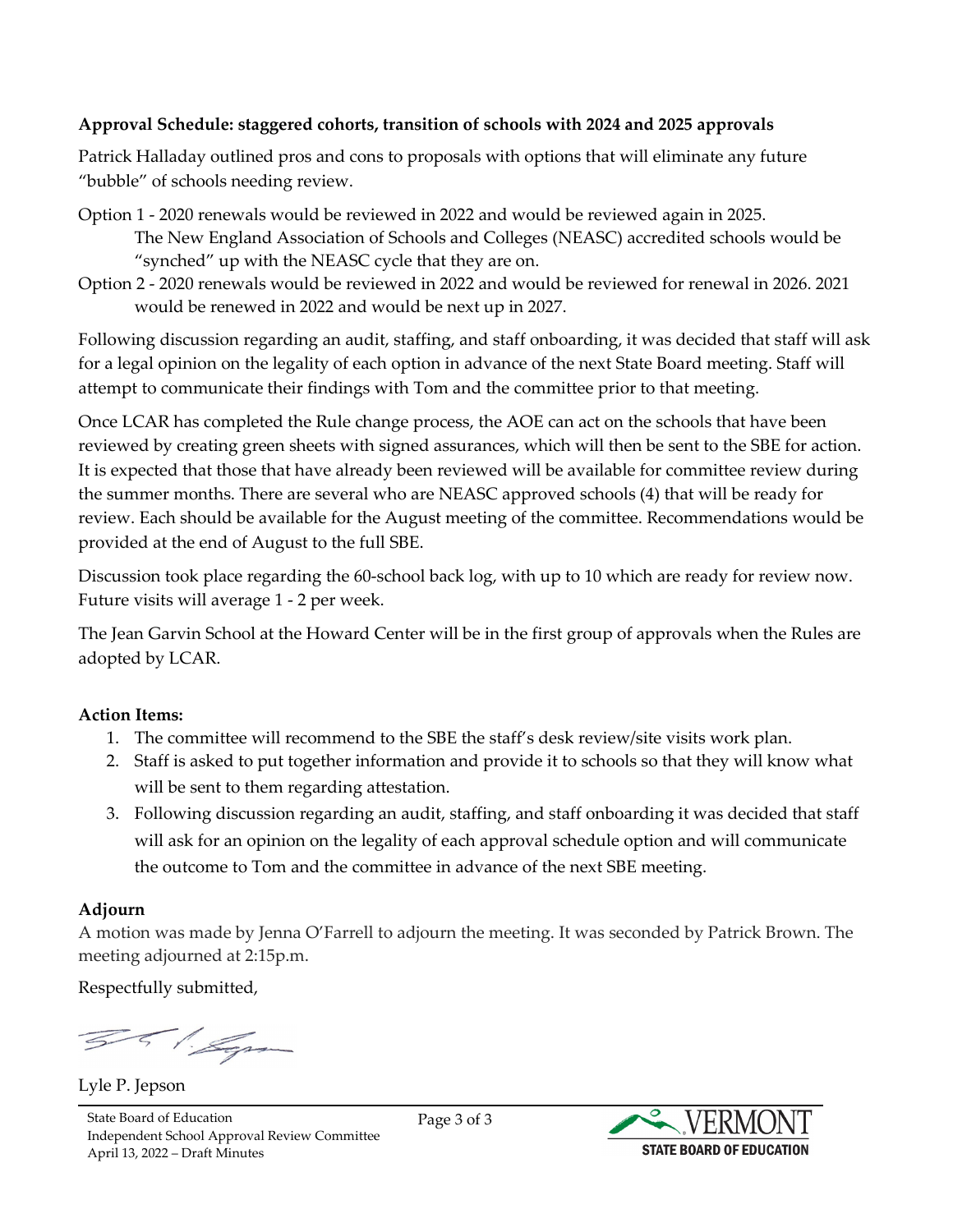**Approval Schedule: staggered cohorts, transition of schools with 2024 and 2025 approvals**

Patrick Halladay outlined pros and cons to proposals with options that will eliminate any future "bubble" of schools needing review.

Option 1 - 2020 renewals would be reviewed in 2022 and would be reviewed again in 2025. The New England Association of Schools and Colleges (NEASC) accredited schools would be "synched" up with the NEASC cycle that they are on.

Option 2 - 2020 renewals would be reviewed in 2022 and would be reviewed for renewal in 2026. 2021 would be renewed in 2022 and would be next up in 2027.

Following discussion regarding an audit, staffing, and staff onboarding, it was decided that staff will ask for a legal opinion on the legality of each option in advance of the next State Board meeting. Staff will attempt to communicate their findings with Tom and the committee prior to that meeting.

Once LCAR has completed the Rule change process, the AOE can act on the schools that have been reviewed by creating green sheets with signed assurances, which will then be sent to the SBE for action. It is expected that those that have already been reviewed will be available for committee review during the summer months. There are several who are NEASC approved schools (4) that will be ready for review. Each should be available for the August meeting of the committee. Recommendations would be provided at the end of August to the full SBE.

Discussion took place regarding the 60-school back log, with up to 10 which are ready for review now. Future visits will average 1 - 2 per week.

The Jean Garvin School at the Howard Center will be in the first group of approvals when the Rules are adopted by LCAR.

**Action Items:**

1. The committee will recommend to the SBE the staff's desk review/site visits work plan.
2. Staff is asked to put together information and provide it to schools so that they will know what will be sent to them regarding attestation.
3. Following discussion regarding an audit, staffing, and staff onboarding it was decided that staff will ask for an opinion on the legality of each approval schedule option and will communicate the outcome to Tom and the committee in advance of the next SBE meeting.

**Adjourn**

A motion was made by Jenna O'Farrell to adjourn the meeting. It was seconded by Patrick Brown. The meeting adjourned at 2:15p.m.

Respectfully submitted,

Lyle P. Jepson